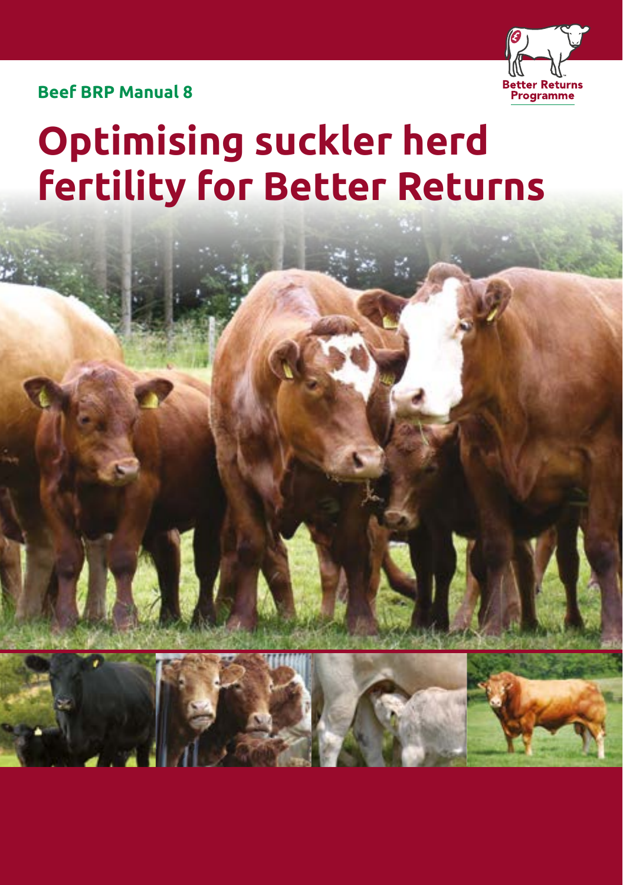Beef BRP Manual 8

Better Returns Programme

# Optimising suckler herd fertility for Better Returns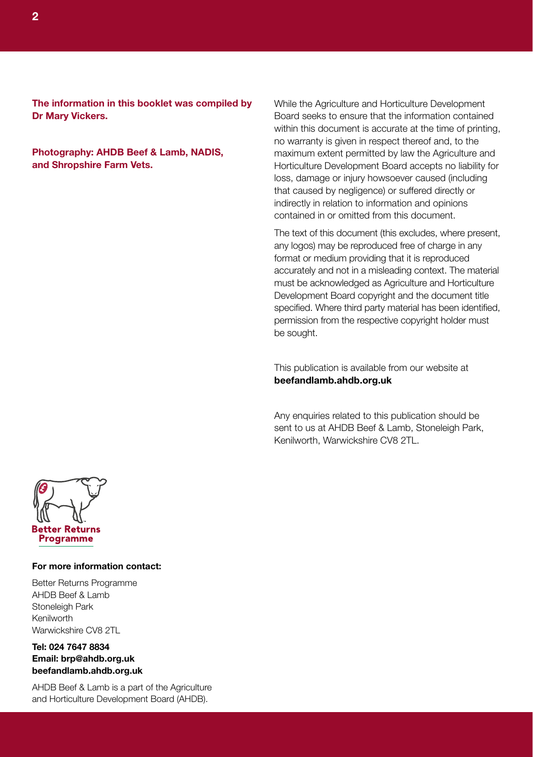**The information in this booklet was compiled by Dr Mary Vickers.**

**Photography: AHDB Beef & Lamb, NADIS, and Shropshire Farm Vets.**

While the Agriculture and Horticulture Development Board seeks to ensure that the information contained within this document is accurate at the time of printing, no warranty is given in respect thereof and, to the maximum extent permitted by law the Agriculture and Horticulture Development Board accepts no liability for loss, damage or injury howsoever caused (including that caused by negligence) or suffered directly or indirectly in relation to information and opinions contained in or omitted from this document.

The text of this document (this excludes, where present, any logos) may be reproduced free of charge in any format or medium providing that it is reproduced accurately and not in a misleading context. The material must be acknowledged as Agriculture and Horticulture Development Board copyright and the document title specified. Where third party material has been identified, permission from the respective copyright holder must be sought.

This publication is available from our website at **beefandlamb.ahdb.org.uk**

Any enquiries related to this publication should be sent to us at AHDB Beef & Lamb, Stoneleigh Park, Kenilworth, Warwickshire CV8 2TL.

Better Returns Programme

**For more information contact:**

Better Returns Programme
AHDB Beef & Lamb
Stoneleigh Park
Kenilworth
Warwickshire CV8 2TL

**Tel: 024 7647 8834**
**Email: brp@ahdb.org.uk**
**beefandlamb.ahdb.org.uk**

AHDB Beef & Lamb is a part of the Agriculture and Horticulture Development Board (AHDB).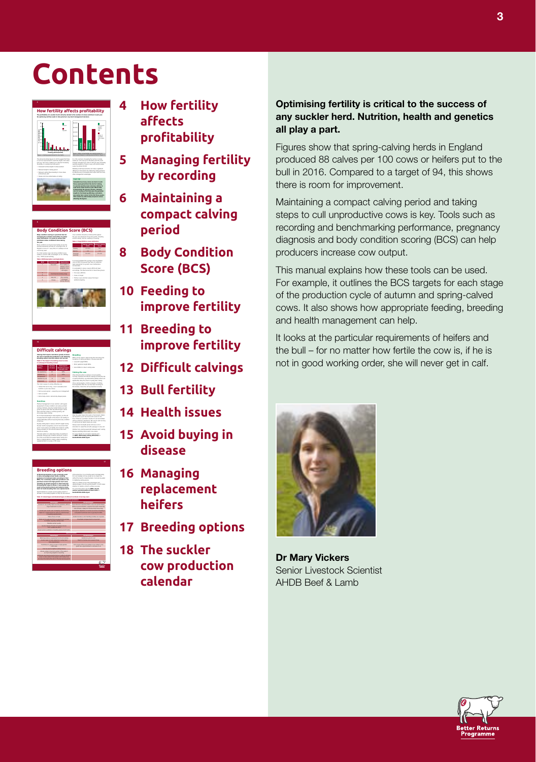# Contents

- **4 How fertility affects profitability**
- **5 Managing fertility by recording**
- **6 Maintaining a compact calving period**
- **8 Body Condition Score (BCS)**
- **10 Feeding to improve fertility**
- **11 Breeding to improve fertility**
- **12 Difficult calvings**
- **13 Bull fertility**
- **14 Health issues**
- **15 Avoid buying in disease**
- **16 Managing replacement heifers**
- **17 Breeding options**
- **18 The suckler cow production calendar**

**Optimising fertility is critical to the success of any suckler herd. Nutrition, health and genetics all play a part.**

Figures show that spring-calving herds in England produced 88 calves per 100 cows or heifers put to the bull in 2016. Compared to a target of 94, this shows there is room for improvement.

Maintaining a compact calving period and taking steps to cull unproductive cows is key. Tools such as recording and benchmarking performance, pregnancy diagnosis and body condition scoring (BCS) can help producers increase cow output.

This manual explains how these tools can be used. For example, it outlines the BCS targets for each stage of the production cycle of autumn and spring-calved cows. It also shows how appropriate feeding, breeding and health management can help.

It looks at the particular requirements of heifers and the bull – for no matter how fertile the cow is, if he is not in good working order, she will never get in calf.

**Dr Mary Vickers**
Senior Livestock Scientist
AHDB Beef & Lamb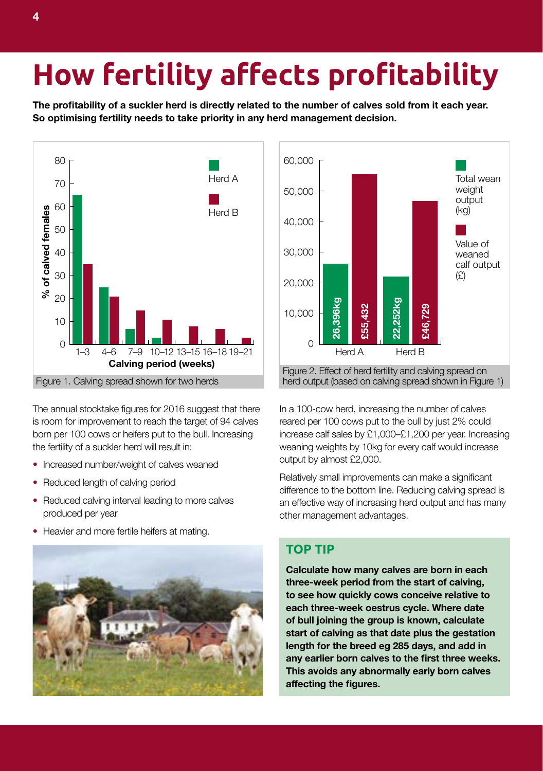# How fertility affects profitability

**The profitability of a suckler herd is directly related to the number of calves sold from it each year. So optimising fertility needs to take priority in any herd management decision.**

Figure 1. Calving spread shown for two herds

Figure 2. Effect of herd fertility and calving spread on herd output (based on calving spread shown in Figure 1)

| | Total wean weight output (kg) | Value of weaned calf output (£) |
|---|---|---|
| Herd A | 26,396kg | £55,432 |
| Herd B | 22,252kg | £46,729 |

The annual stocktake figures for 2016 suggest that there is room for improvement to reach the target of 94 calves born per 100 cows or heifers put to the bull. Increasing the fertility of a suckler herd will result in:

- Increased number/weight of calves weaned
- Reduced length of calving period
- Reduced calving interval leading to more calves produced per year
- Heavier and more fertile heifers at mating.

In a 100-cow herd, increasing the number of calves reared per 100 cows put to the bull by just 2% could increase calf sales by £1,000–£1,200 per year. Increasing weaning weights by 10kg for every calf would increase output by almost £2,000.

Relatively small improvements can make a significant difference to the bottom line. Reducing calving spread is an effective way of increasing herd output and has many other management advantages.

## TOP TIP

**Calculate how many calves are born in each three-week period from the start of calving, to see how quickly cows conceive relative to each three-week oestrus cycle. Where date of bull joining the group is known, calculate start of calving as that date plus the gestation length for the breed eg 285 days, and add in any earlier born calves to the first three weeks. This avoids any abnormally early born calves affecting the figures.**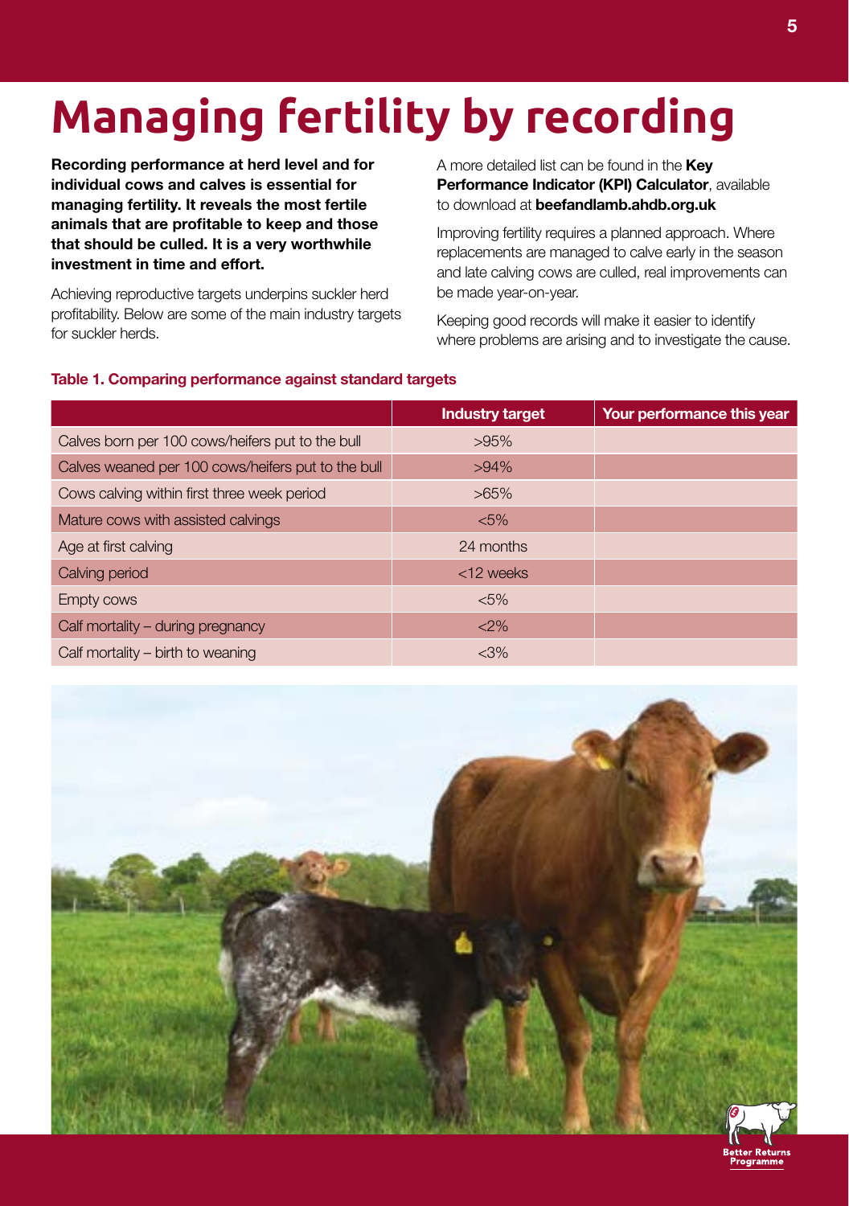# Managing fertility by recording

**Recording performance at herd level and for individual cows and calves is essential for managing fertility. It reveals the most fertile animals that are profitable to keep and those that should be culled. It is a very worthwhile investment in time and effort.**

Achieving reproductive targets underpins suckler herd profitability. Below are some of the main industry targets for suckler herds.

A more detailed list can be found in the **Key Performance Indicator (KPI) Calculator**, available to download at **beefandlamb.ahdb.org.uk**

Improving fertility requires a planned approach. Where replacements are managed to calve early in the season and late calving cows are culled, real improvements can be made year-on-year.

Keeping good records will make it easier to identify where problems are arising and to investigate the cause.

**Table 1. Comparing performance against standard targets**

| | Industry target | Your performance this year |
|---|---|---|
| Calves born per 100 cows/heifers put to the bull | >95% | |
| Calves weaned per 100 cows/heifers put to the bull | >94% | |
| Cows calving within first three week period | >65% | |
| Mature cows with assisted calvings | <5% | |
| Age at first calving | 24 months | |
| Calving period | <12 weeks | |
| Empty cows | <5% | |
| Calf mortality – during pregnancy | <2% | |
| Calf mortality – birth to weaning | <3% | |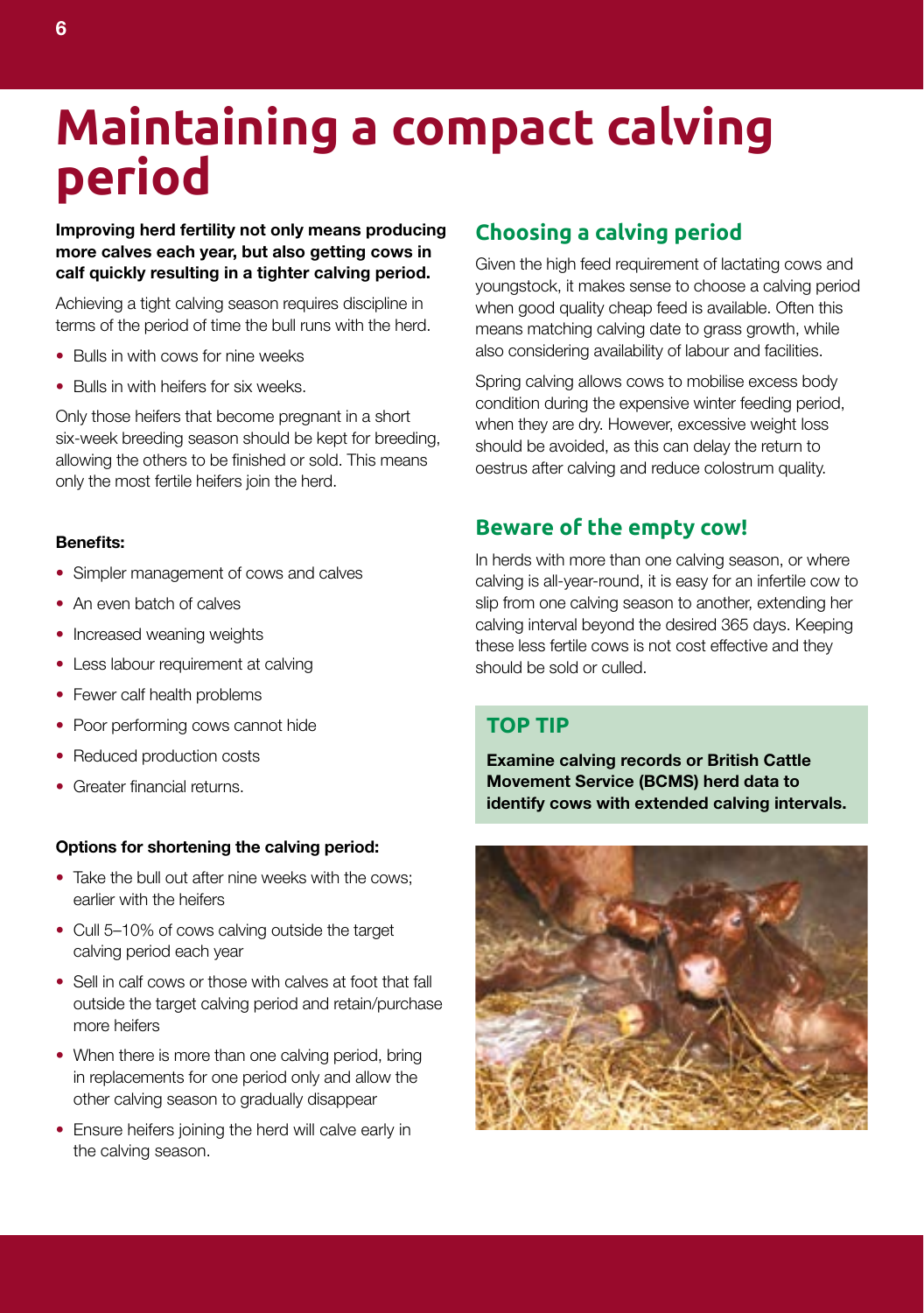# Maintaining a compact calving period

**Improving herd fertility not only means producing more calves each year, but also getting cows in calf quickly resulting in a tighter calving period.**

Achieving a tight calving season requires discipline in terms of the period of time the bull runs with the herd.

- Bulls in with cows for nine weeks
- Bulls in with heifers for six weeks.

Only those heifers that become pregnant in a short six-week breeding season should be kept for breeding, allowing the others to be finished or sold. This means only the most fertile heifers join the herd.

**Benefits:**

- Simpler management of cows and calves
- An even batch of calves
- Increased weaning weights
- Less labour requirement at calving
- Fewer calf health problems
- Poor performing cows cannot hide
- Reduced production costs
- Greater financial returns.

**Options for shortening the calving period:**

- Take the bull out after nine weeks with the cows; earlier with the heifers
- Cull 5–10% of cows calving outside the target calving period each year
- Sell in calf cows or those with calves at foot that fall outside the target calving period and retain/purchase more heifers
- When there is more than one calving period, bring in replacements for one period only and allow the other calving season to gradually disappear
- Ensure heifers joining the herd will calve early in the calving season.

## Choosing a calving period

Given the high feed requirement of lactating cows and youngstock, it makes sense to choose a calving period when good quality cheap feed is available. Often this means matching calving date to grass growth, while also considering availability of labour and facilities.

Spring calving allows cows to mobilise excess body condition during the expensive winter feeding period, when they are dry. However, excessive weight loss should be avoided, as this can delay the return to oestrus after calving and reduce colostrum quality.

## Beware of the empty cow!

In herds with more than one calving season, or where calving is all-year-round, it is easy for an infertile cow to slip from one calving season to another, extending her calving interval beyond the desired 365 days. Keeping these less fertile cows is not cost effective and they should be sold or culled.

### TOP TIP

**Examine calving records or British Cattle Movement Service (BCMS) herd data to identify cows with extended calving intervals.**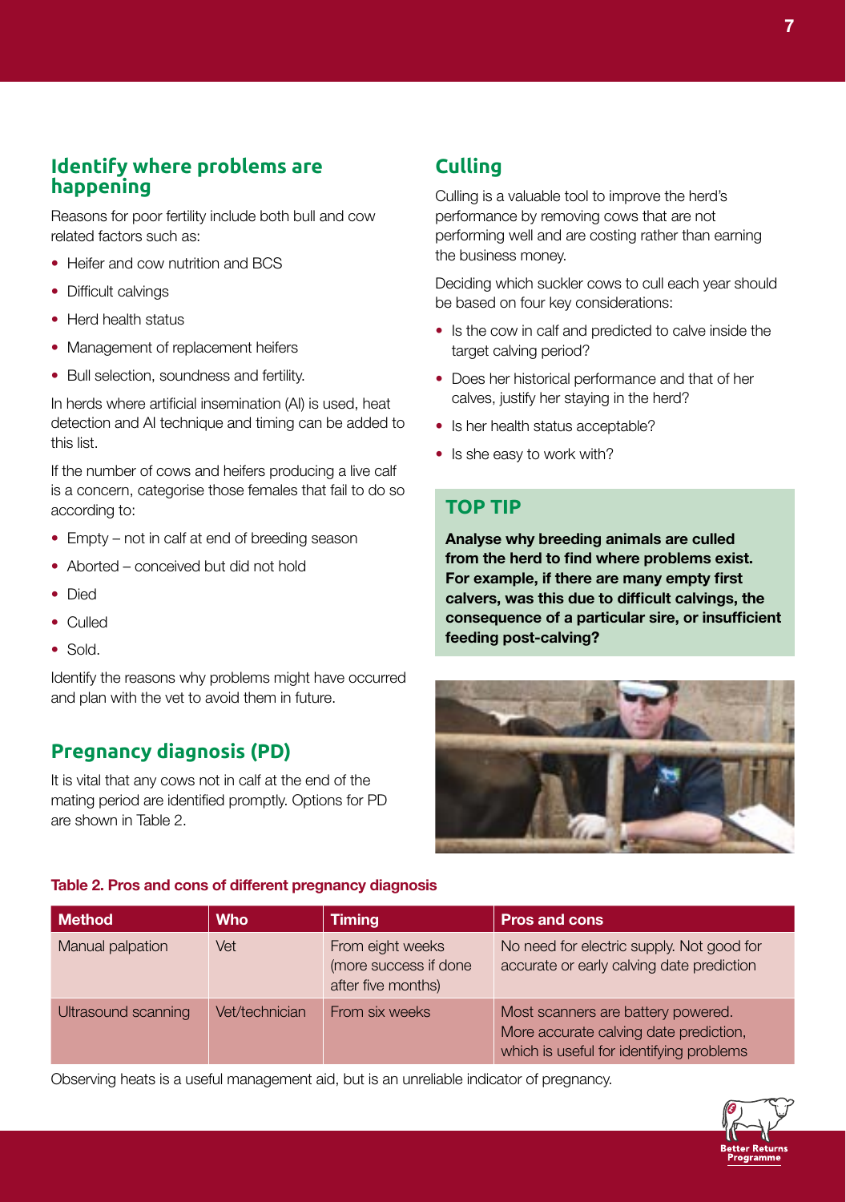## Identify where problems are happening

Reasons for poor fertility include both bull and cow related factors such as:

- Heifer and cow nutrition and BCS
- Difficult calvings
- Herd health status
- Management of replacement heifers
- Bull selection, soundness and fertility.

In herds where artificial insemination (AI) is used, heat detection and AI technique and timing can be added to this list.

If the number of cows and heifers producing a live calf is a concern, categorise those females that fail to do so according to:

- Empty – not in calf at end of breeding season
- Aborted – conceived but did not hold
- Died
- Culled
- Sold.

Identify the reasons why problems might have occurred and plan with the vet to avoid them in future.

## Pregnancy diagnosis (PD)

It is vital that any cows not in calf at the end of the mating period are identified promptly. Options for PD are shown in Table 2.

## Culling

Culling is a valuable tool to improve the herd's performance by removing cows that are not performing well and are costing rather than earning the business money.

Deciding which suckler cows to cull each year should be based on four key considerations:

- Is the cow in calf and predicted to calve inside the target calving period?
- Does her historical performance and that of her calves, justify her staying in the herd?
- Is her health status acceptable?
- Is she easy to work with?

### TOP TIP

**Analyse why breeding animals are culled from the herd to find where problems exist. For example, if there are many empty first calvers, was this due to difficult calvings, the consequence of a particular sire, or insufficient feeding post-calving?**

**Table 2. Pros and cons of different pregnancy diagnosis**

| Method | Who | Timing | Pros and cons |
|---|---|---|---|
| Manual palpation | Vet | From eight weeks (more success if done after five months) | No need for electric supply. Not good for accurate or early calving date prediction |
| Ultrasound scanning | Vet/technician | From six weeks | Most scanners are battery powered. More accurate calving date prediction, which is useful for identifying problems |

Observing heats is a useful management aid, but is an unreliable indicator of pregnancy.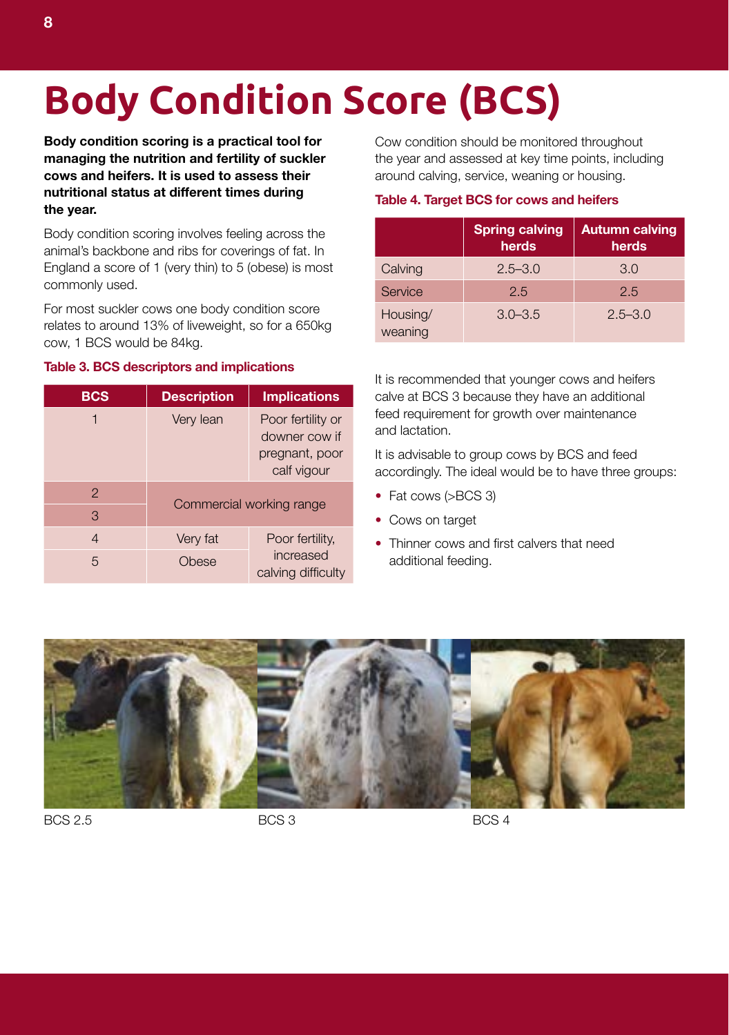# Body Condition Score (BCS)

**Body condition scoring is a practical tool for managing the nutrition and fertility of suckler cows and heifers. It is used to assess their nutritional status at different times during the year.**

Body condition scoring involves feeling across the animal's backbone and ribs for coverings of fat. In England a score of 1 (very thin) to 5 (obese) is most commonly used.

For most suckler cows one body condition score relates to around 13% of liveweight, so for a 650kg cow, 1 BCS would be 84kg.

### Table 3. BCS descriptors and implications

| BCS | Description | Implications |
|---|---|---|
| 1 | Very lean | Poor fertility or downer cow if pregnant, poor calf vigour |
| 2 | Commercial working range | |
| 3 | | |
| 4 | Very fat | Poor fertility, increased calving difficulty |
| 5 | Obese | |

Cow condition should be monitored throughout the year and assessed at key time points, including around calving, service, weaning or housing.

### Table 4. Target BCS for cows and heifers

| | Spring calving herds | Autumn calving herds |
|---|---|---|
| Calving | 2.5–3.0 | 3.0 |
| Service | 2.5 | 2.5 |
| Housing/weaning | 3.0–3.5 | 2.5–3.0 |

It is recommended that younger cows and heifers calve at BCS 3 because they have an additional feed requirement for growth over maintenance and lactation.

It is advisable to group cows by BCS and feed accordingly. The ideal would be to have three groups:

- Fat cows (>BCS 3)
- Cows on target
- Thinner cows and first calvers that need additional feeding.

BCS 2.5

BCS 3

BCS 4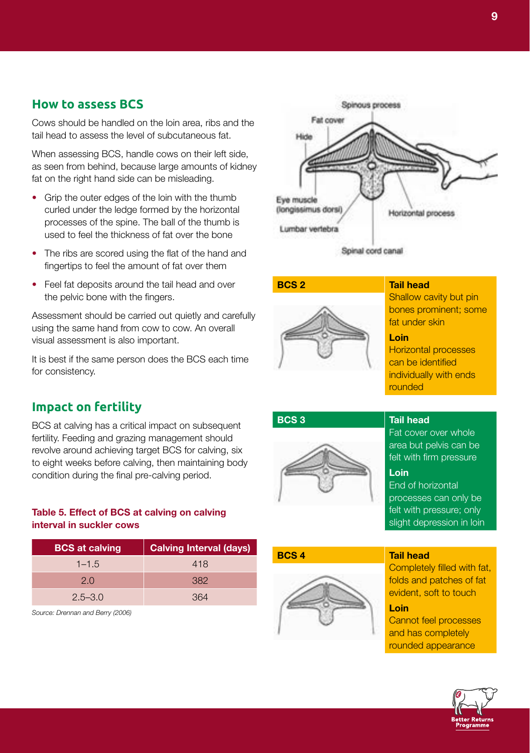## How to assess BCS

Cows should be handled on the loin area, ribs and the tail head to assess the level of subcutaneous fat.

When assessing BCS, handle cows on their left side, as seen from behind, because large amounts of kidney fat on the right hand side can be misleading.

- Grip the outer edges of the loin with the thumb curled under the ledge formed by the horizontal processes of the spine. The ball of the thumb is used to feel the thickness of fat over the bone
- The ribs are scored using the flat of the hand and fingertips to feel the amount of fat over them
- Feel fat deposits around the tail head and over the pelvic bone with the fingers.

Assessment should be carried out quietly and carefully using the same hand from cow to cow. An overall visual assessment is also important.

It is best if the same person does the BCS each time for consistency.

Spinous process

Fat cover

Hide

Eye muscle (longissimus dorsi)

Horizontal process

Lumbar vertebra

Spinal cord canal

| BCS | Tail head | Loin |
|---|---|---|
| BCS 2 | Shallow cavity but pin bones prominent; some fat under skin | Horizontal processes can be identified individually with ends rounded |
| BCS 3 | Fat cover over whole area but pelvis can be felt with firm pressure | End of horizontal processes can only be felt with pressure; only slight depression in loin |
| BCS 4 | Completely filled with fat, folds and patches of fat evident, soft to touch | Cannot feel processes and has completely rounded appearance |

## Impact on fertility

BCS at calving has a critical impact on subsequent fertility. Feeding and grazing management should revolve around achieving target BCS for calving, six to eight weeks before calving, then maintaining body condition during the final pre-calving period.

**Table 5. Effect of BCS at calving on calving interval in suckler cows**

| BCS at calving | Calving Interval (days) |
|---|---|
| 1–1.5 | 418 |
| 2.0 | 382 |
| 2.5–3.0 | 364 |

*Source: Drennan and Berry (2006)*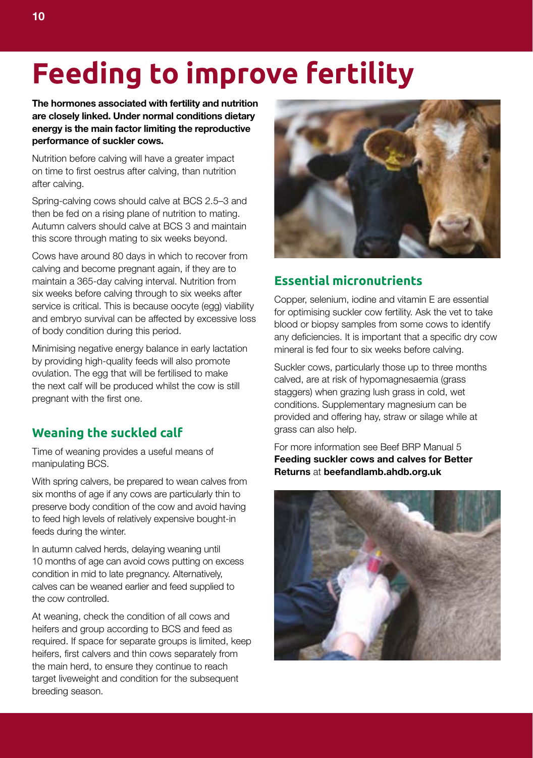# Feeding to improve fertility

**The hormones associated with fertility and nutrition are closely linked. Under normal conditions dietary energy is the main factor limiting the reproductive performance of suckler cows.**

Nutrition before calving will have a greater impact on time to first oestrus after calving, than nutrition after calving.

Spring-calving cows should calve at BCS 2.5–3 and then be fed on a rising plane of nutrition to mating. Autumn calvers should calve at BCS 3 and maintain this score through mating to six weeks beyond.

Cows have around 80 days in which to recover from calving and become pregnant again, if they are to maintain a 365-day calving interval. Nutrition from six weeks before calving through to six weeks after service is critical. This is because oocyte (egg) viability and embryo survival can be affected by excessive loss of body condition during this period.

Minimising negative energy balance in early lactation by providing high-quality feeds will also promote ovulation. The egg that will be fertilised to make the next calf will be produced whilst the cow is still pregnant with the first one.

## Weaning the suckled calf

Time of weaning provides a useful means of manipulating BCS.

With spring calvers, be prepared to wean calves from six months of age if any cows are particularly thin to preserve body condition of the cow and avoid having to feed high levels of relatively expensive bought-in feeds during the winter.

In autumn calved herds, delaying weaning until 10 months of age can avoid cows putting on excess condition in mid to late pregnancy. Alternatively, calves can be weaned earlier and feed supplied to the cow controlled.

At weaning, check the condition of all cows and heifers and group according to BCS and feed as required. If space for separate groups is limited, keep heifers, first calvers and thin cows separately from the main herd, to ensure they continue to reach target liveweight and condition for the subsequent breeding season.

## Essential micronutrients

Copper, selenium, iodine and vitamin E are essential for optimising suckler cow fertility. Ask the vet to take blood or biopsy samples from some cows to identify any deficiencies. It is important that a specific dry cow mineral is fed four to six weeks before calving.

Suckler cows, particularly those up to three months calved, are at risk of hypomagnesaemia (grass staggers) when grazing lush grass in cold, wet conditions. Supplementary magnesium can be provided and offering hay, straw or silage while at grass can also help.

For more information see Beef BRP Manual 5 **Feeding suckler cows and calves for Better Returns** at **beefandlamb.ahdb.org.uk**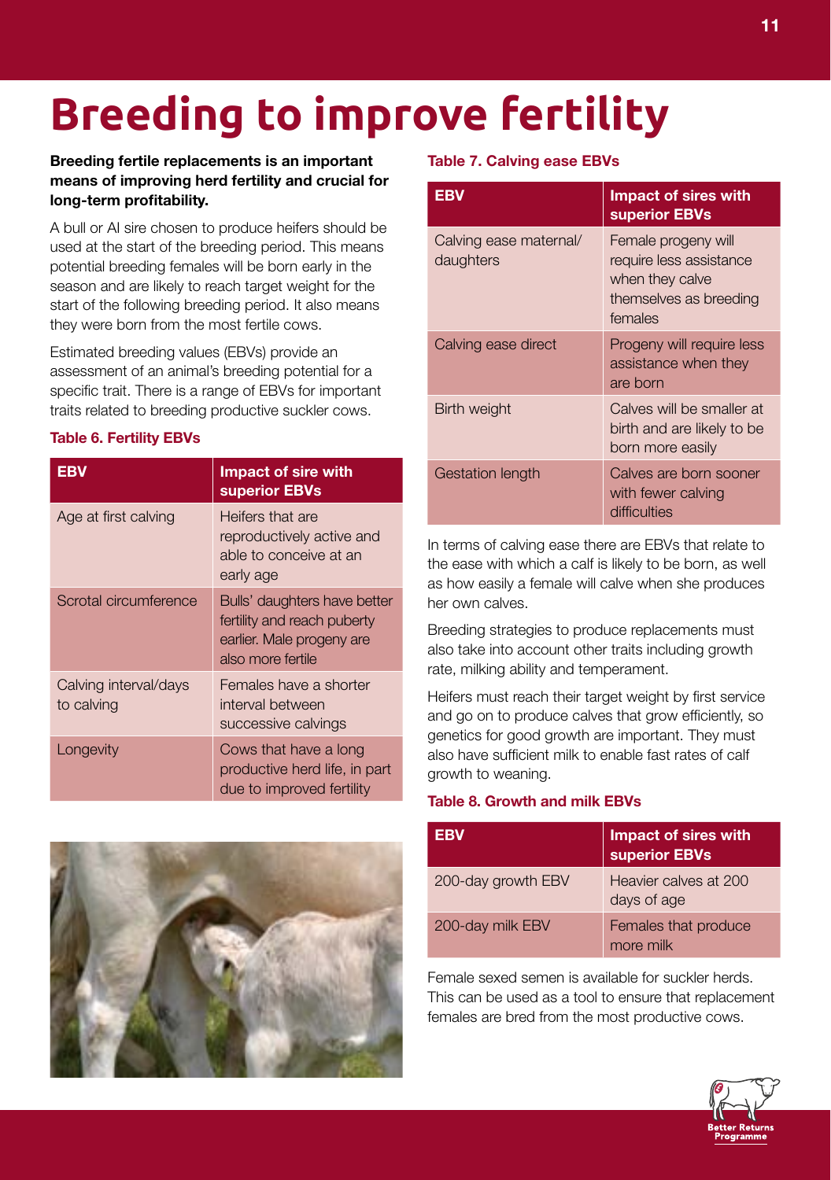# Breeding to improve fertility

**Breeding fertile replacements is an important means of improving herd fertility and crucial for long-term profitability.**

A bull or AI sire chosen to produce heifers should be used at the start of the breeding period. This means potential breeding females will be born early in the season and are likely to reach target weight for the start of the following breeding period. It also means they were born from the most fertile cows.

Estimated breeding values (EBVs) provide an assessment of an animal's breeding potential for a specific trait. There is a range of EBVs for important traits related to breeding productive suckler cows.

**Table 6. Fertility EBVs**

| EBV | Impact of sire with superior EBVs |
| --- | --- |
| Age at first calving | Heifers that are reproductively active and able to conceive at an early age |
| Scrotal circumference | Bulls' daughters have better fertility and reach puberty earlier. Male progeny are also more fertile |
| Calving interval/days to calving | Females have a shorter interval between successive calvings |
| Longevity | Cows that have a long productive herd life, in part due to improved fertility |

**Table 7. Calving ease EBVs**

| EBV | Impact of sires with superior EBVs |
| --- | --- |
| Calving ease maternal/ daughters | Female progeny will require less assistance when they calve themselves as breeding females |
| Calving ease direct | Progeny will require less assistance when they are born |
| Birth weight | Calves will be smaller at birth and are likely to be born more easily |
| Gestation length | Calves are born sooner with fewer calving difficulties |

In terms of calving ease there are EBVs that relate to the ease with which a calf is likely to be born, as well as how easily a female will calve when she produces her own calves.

Breeding strategies to produce replacements must also take into account other traits including growth rate, milking ability and temperament.

Heifers must reach their target weight by first service and go on to produce calves that grow efficiently, so genetics for good growth are important. They must also have sufficient milk to enable fast rates of calf growth to weaning.

**Table 8. Growth and milk EBVs**

| EBV | Impact of sires with superior EBVs |
| --- | --- |
| 200-day growth EBV | Heavier calves at 200 days of age |
| 200-day milk EBV | Females that produce more milk |

Female sexed semen is available for suckler herds. This can be used as a tool to ensure that replacement females are bred from the most productive cows.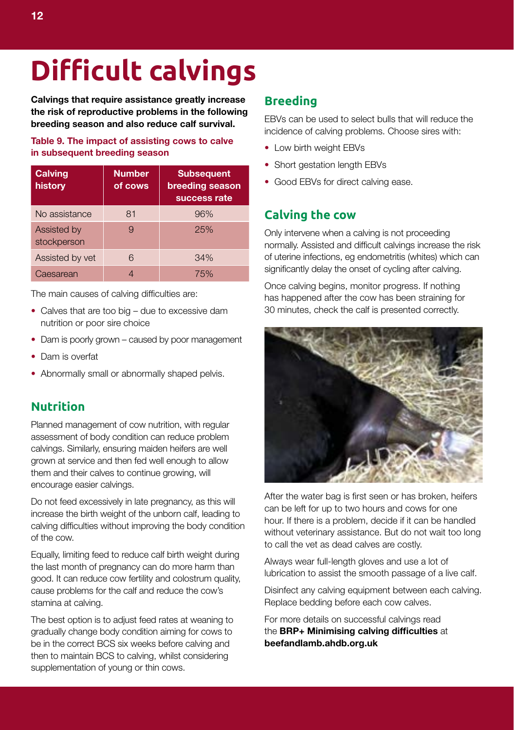# Difficult calvings

**Calvings that require assistance greatly increase the risk of reproductive problems in the following breeding season and also reduce calf survival.**

**Table 9. The impact of assisting cows to calve in subsequent breeding season**

| Calving history | Number of cows | Subsequent breeding season success rate |
|---|---|---|
| No assistance | 81 | 96% |
| Assisted by stockperson | 9 | 25% |
| Assisted by vet | 6 | 34% |
| Caesarean | 4 | 75% |

The main causes of calving difficulties are:

- Calves that are too big – due to excessive dam nutrition or poor sire choice
- Dam is poorly grown – caused by poor management
- Dam is overfat
- Abnormally small or abnormally shaped pelvis.

## Nutrition

Planned management of cow nutrition, with regular assessment of body condition can reduce problem calvings. Similarly, ensuring maiden heifers are well grown at service and then fed well enough to allow them and their calves to continue growing, will encourage easier calvings.

Do not feed excessively in late pregnancy, as this will increase the birth weight of the unborn calf, leading to calving difficulties without improving the body condition of the cow.

Equally, limiting feed to reduce calf birth weight during the last month of pregnancy can do more harm than good. It can reduce cow fertility and colostrum quality, cause problems for the calf and reduce the cow's stamina at calving.

The best option is to adjust feed rates at weaning to gradually change body condition aiming for cows to be in the correct BCS six weeks before calving and then to maintain BCS to calving, whilst considering supplementation of young or thin cows.

## Breeding

EBVs can be used to select bulls that will reduce the incidence of calving problems. Choose sires with:

- Low birth weight EBVs
- Short gestation length EBVs
- Good EBVs for direct calving ease.

## Calving the cow

Only intervene when a calving is not proceeding normally. Assisted and difficult calvings increase the risk of uterine infections, eg endometritis (whites) which can significantly delay the onset of cycling after calving.

Once calving begins, monitor progress. If nothing has happened after the cow has been straining for 30 minutes, check the calf is presented correctly.

After the water bag is first seen or has broken, heifers can be left for up to two hours and cows for one hour. If there is a problem, decide if it can be handled without veterinary assistance. But do not wait too long to call the vet as dead calves are costly.

Always wear full-length gloves and use a lot of lubrication to assist the smooth passage of a live calf.

Disinfect any calving equipment between each calving. Replace bedding before each cow calves.

For more details on successful calvings read the **BRP+ Minimising calving difficulties** at **beefandlamb.ahdb.org.uk**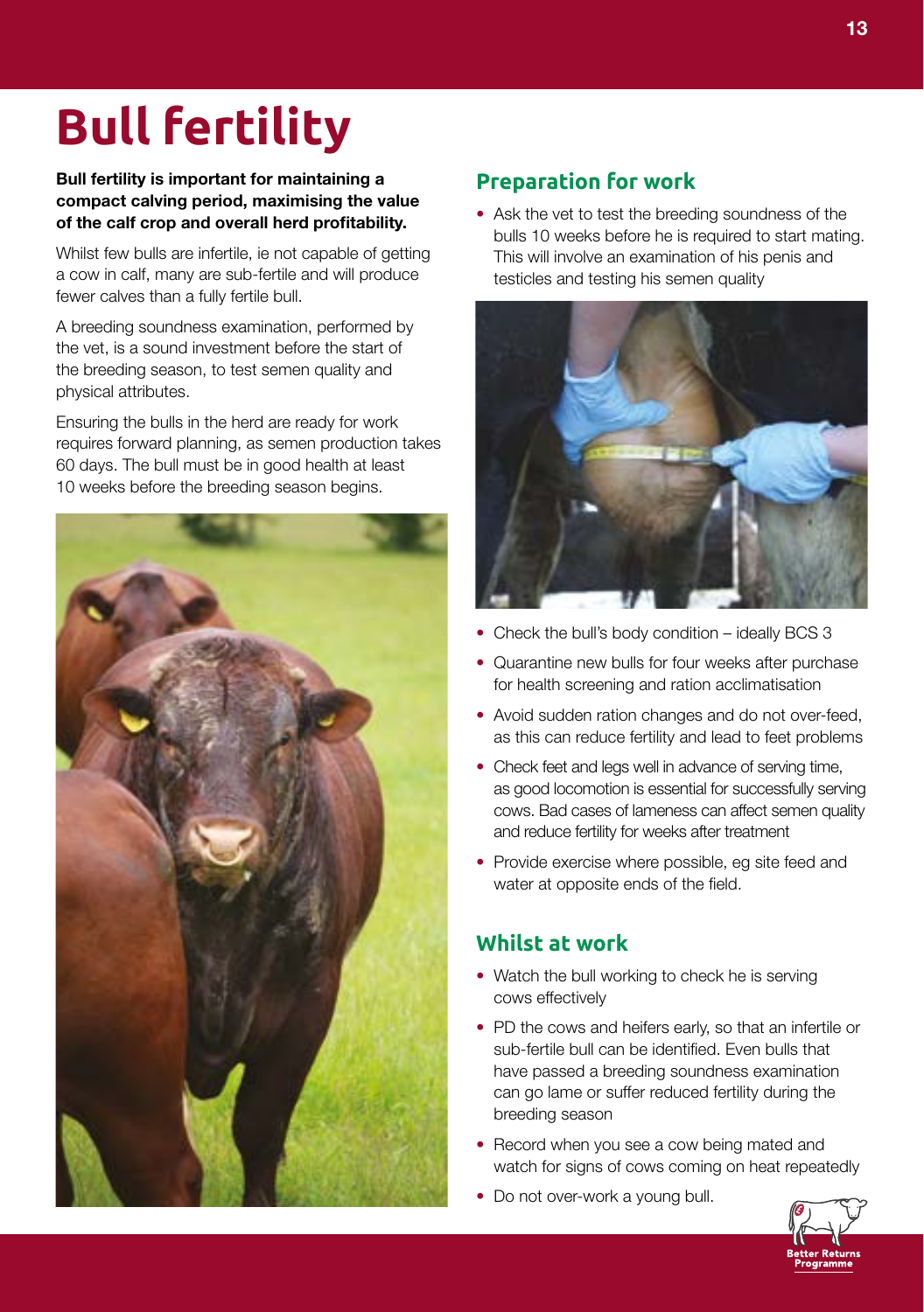# Bull fertility

**Bull fertility is important for maintaining a compact calving period, maximising the value of the calf crop and overall herd profitability.**

Whilst few bulls are infertile, ie not capable of getting a cow in calf, many are sub-fertile and will produce fewer calves than a fully fertile bull.

A breeding soundness examination, performed by the vet, is a sound investment before the start of the breeding season, to test semen quality and physical attributes.

Ensuring the bulls in the herd are ready for work requires forward planning, as semen production takes 60 days. The bull must be in good health at least 10 weeks before the breeding season begins.

## Preparation for work

- Ask the vet to test the breeding soundness of the bulls 10 weeks before he is required to start mating. This will involve an examination of his penis and testicles and testing his semen quality
- Check the bull's body condition – ideally BCS 3
- Quarantine new bulls for four weeks after purchase for health screening and ration acclimatisation
- Avoid sudden ration changes and do not over-feed, as this can reduce fertility and lead to feet problems
- Check feet and legs well in advance of serving time, as good locomotion is essential for successfully serving cows. Bad cases of lameness can affect semen quality and reduce fertility for weeks after treatment
- Provide exercise where possible, eg site feed and water at opposite ends of the field.

## Whilst at work

- Watch the bull working to check he is serving cows effectively
- PD the cows and heifers early, so that an infertile or sub-fertile bull can be identified. Even bulls that have passed a breeding soundness examination can go lame or suffer reduced fertility during the breeding season
- Record when you see a cow being mated and watch for signs of cows coming on heat repeatedly
- Do not over-work a young bull.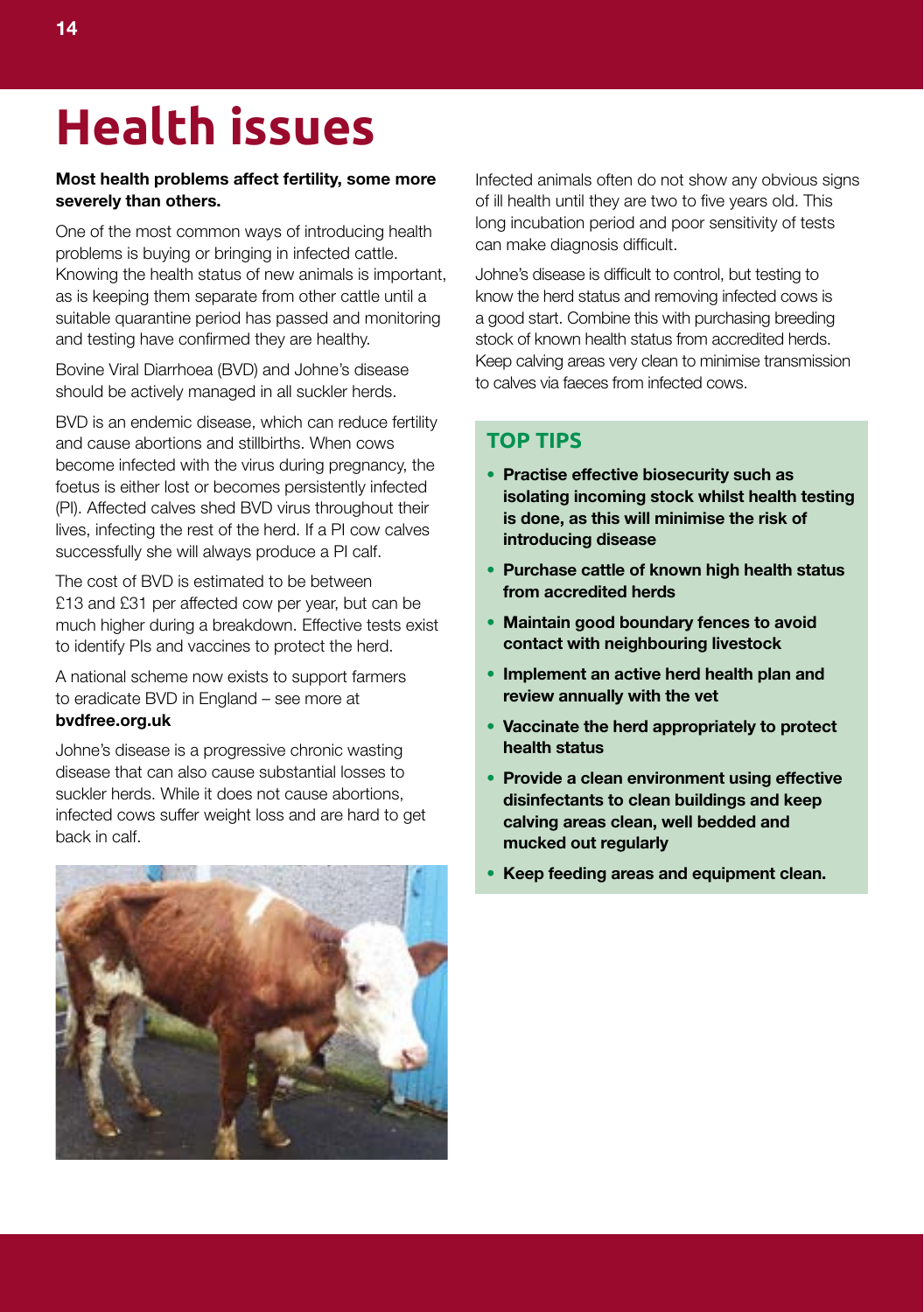# Health issues

**Most health problems affect fertility, some more severely than others.**

One of the most common ways of introducing health problems is buying or bringing in infected cattle. Knowing the health status of new animals is important, as is keeping them separate from other cattle until a suitable quarantine period has passed and monitoring and testing have confirmed they are healthy.

Bovine Viral Diarrhoea (BVD) and Johne's disease should be actively managed in all suckler herds.

BVD is an endemic disease, which can reduce fertility and cause abortions and stillbirths. When cows become infected with the virus during pregnancy, the foetus is either lost or becomes persistently infected (PI). Affected calves shed BVD virus throughout their lives, infecting the rest of the herd. If a PI cow calves successfully she will always produce a PI calf.

The cost of BVD is estimated to be between £13 and £31 per affected cow per year, but can be much higher during a breakdown. Effective tests exist to identify PIs and vaccines to protect the herd.

A national scheme now exists to support farmers to eradicate BVD in England – see more at **bvdfree.org.uk**

Johne's disease is a progressive chronic wasting disease that can also cause substantial losses to suckler herds. While it does not cause abortions, infected cows suffer weight loss and are hard to get back in calf.

Infected animals often do not show any obvious signs of ill health until they are two to five years old. This long incubation period and poor sensitivity of tests can make diagnosis difficult.

Johne's disease is difficult to control, but testing to know the herd status and removing infected cows is a good start. Combine this with purchasing breeding stock of known health status from accredited herds. Keep calving areas very clean to minimise transmission to calves via faeces from infected cows.

## TOP TIPS

- **Practise effective biosecurity such as isolating incoming stock whilst health testing is done, as this will minimise the risk of introducing disease**
- **Purchase cattle of known high health status from accredited herds**
- **Maintain good boundary fences to avoid contact with neighbouring livestock**
- **Implement an active herd health plan and review annually with the vet**
- **Vaccinate the herd appropriately to protect health status**
- **Provide a clean environment using effective disinfectants to clean buildings and keep calving areas clean, well bedded and mucked out regularly**
- **Keep feeding areas and equipment clean.**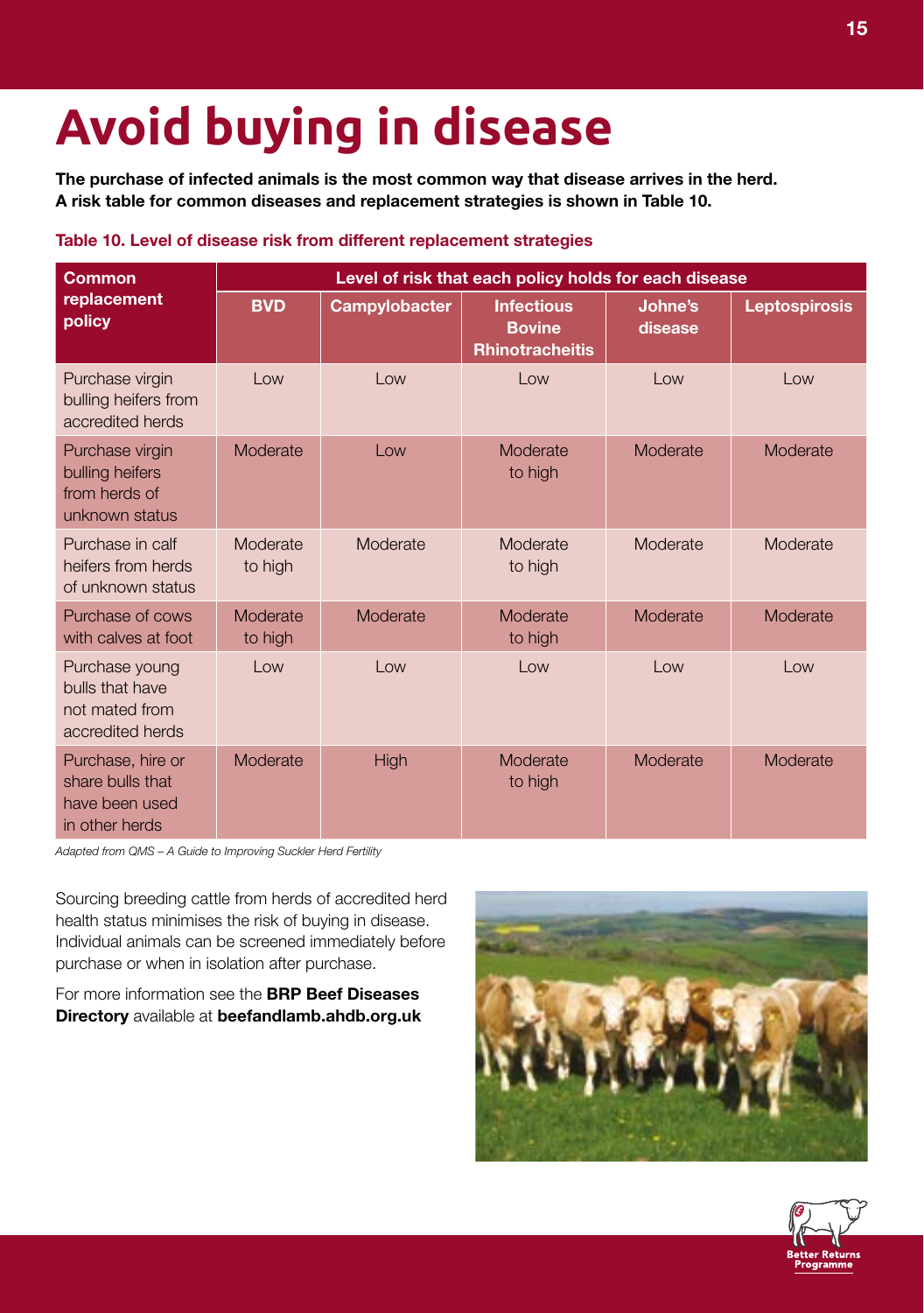# Avoid buying in disease

**The purchase of infected animals is the most common way that disease arrives in the herd. A risk table for common diseases and replacement strategies is shown in Table 10.**

**Table 10. Level of disease risk from different replacement strategies**

| Common replacement policy | Level of risk that each policy holds for each disease | | | | |
|---|---|---|---|---|---|
| | **BVD** | **Campylobacter** | **Infectious Bovine Rhinotracheitis** | **Johne's disease** | **Leptospirosis** |
| Purchase virgin bulling heifers from accredited herds | Low | Low | Low | Low | Low |
| Purchase virgin bulling heifers from herds of unknown status | Moderate | Low | Moderate to high | Moderate | Moderate |
| Purchase in calf heifers from herds of unknown status | Moderate to high | Moderate | Moderate to high | Moderate | Moderate |
| Purchase of cows with calves at foot | Moderate to high | Moderate | Moderate to high | Moderate | Moderate |
| Purchase young bulls that have not mated from accredited herds | Low | Low | Low | Low | Low |
| Purchase, hire or share bulls that have been used in other herds | Moderate | High | Moderate to high | Moderate | Moderate |

*Adapted from QMS – A Guide to Improving Suckler Herd Fertility*

Sourcing breeding cattle from herds of accredited herd health status minimises the risk of buying in disease. Individual animals can be screened immediately before purchase or when in isolation after purchase.

For more information see the **BRP Beef Diseases Directory** available at **beefandlamb.ahdb.org.uk**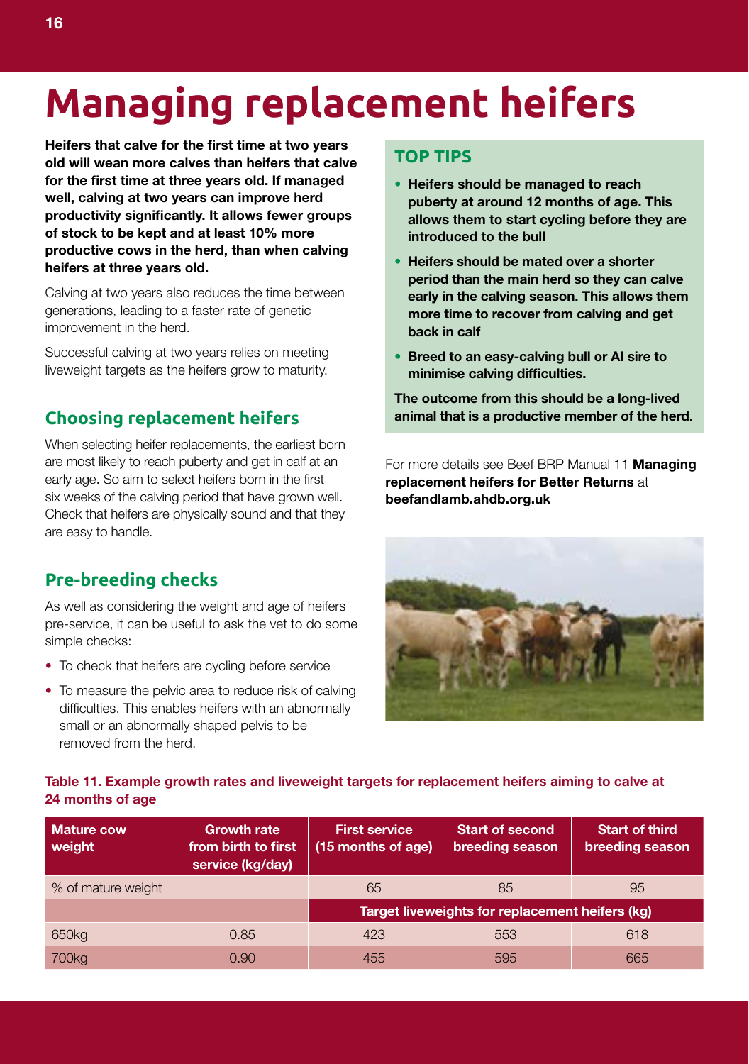# Managing replacement heifers

**Heifers that calve for the first time at two years old will wean more calves than heifers that calve for the first time at three years old. If managed well, calving at two years can improve herd productivity significantly. It allows fewer groups of stock to be kept and at least 10% more productive cows in the herd, than when calving heifers at three years old.**

Calving at two years also reduces the time between generations, leading to a faster rate of genetic improvement in the herd.

Successful calving at two years relies on meeting liveweight targets as the heifers grow to maturity.

## Choosing replacement heifers

When selecting heifer replacements, the earliest born are most likely to reach puberty and get in calf at an early age. So aim to select heifers born in the first six weeks of the calving period that have grown well. Check that heifers are physically sound and that they are easy to handle.

## Pre-breeding checks

As well as considering the weight and age of heifers pre-service, it can be useful to ask the vet to do some simple checks:

- To check that heifers are cycling before service
- To measure the pelvic area to reduce risk of calving difficulties. This enables heifers with an abnormally small or an abnormally shaped pelvis to be removed from the herd.

## TOP TIPS

- **Heifers should be managed to reach puberty at around 12 months of age. This allows them to start cycling before they are introduced to the bull**
- **Heifers should be mated over a shorter period than the main herd so they can calve early in the calving season. This allows them more time to recover from calving and get back in calf**
- **Breed to an easy-calving bull or AI sire to minimise calving difficulties.**

**The outcome from this should be a long-lived animal that is a productive member of the herd.**

For more details see Beef BRP Manual 11 **Managing replacement heifers for Better Returns** at **beefandlamb.ahdb.org.uk**

**Table 11. Example growth rates and liveweight targets for replacement heifers aiming to calve at 24 months of age**

| Mature cow weight | Growth rate from birth to first service (kg/day) | First service (15 months of age) | Start of second breeding season | Start of third breeding season |
|---|---|---|---|---|
| % of mature weight | | 65 | 85 | 95 |
| | | Target liveweights for replacement heifers (kg) | | |
| 650kg | 0.85 | 423 | 553 | 618 |
| 700kg | 0.90 | 455 | 595 | 665 |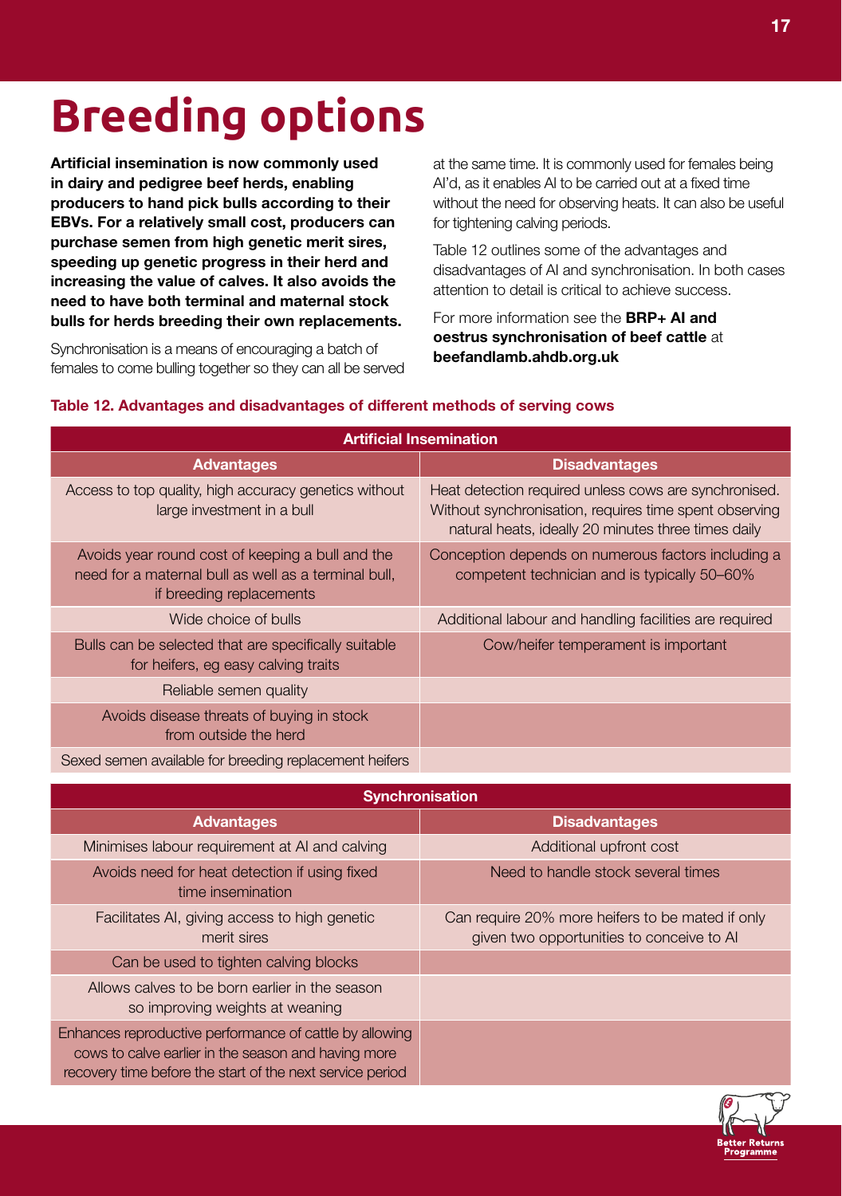# Breeding options

**Artificial insemination is now commonly used in dairy and pedigree beef herds, enabling producers to hand pick bulls according to their EBVs. For a relatively small cost, producers can purchase semen from high genetic merit sires, speeding up genetic progress in their herd and increasing the value of calves. It also avoids the need to have both terminal and maternal stock bulls for herds breeding their own replacements.**

Synchronisation is a means of encouraging a batch of females to come bulling together so they can all be served at the same time. It is commonly used for females being AI'd, as it enables AI to be carried out at a fixed time without the need for observing heats. It can also be useful for tightening calving periods.

Table 12 outlines some of the advantages and disadvantages of AI and synchronisation. In both cases attention to detail is critical to achieve success.

For more information see the **BRP+ AI and oestrus synchronisation of beef cattle** at **beefandlamb.ahdb.org.uk**

**Table 12. Advantages and disadvantages of different methods of serving cows**

| Artificial Insemination | |
|---|---|
| **Advantages** | **Disadvantages** |
| Access to top quality, high accuracy genetics without large investment in a bull | Heat detection required unless cows are synchronised. Without synchronisation, requires time spent observing natural heats, ideally 20 minutes three times daily |
| Avoids year round cost of keeping a bull and the need for a maternal bull as well as a terminal bull, if breeding replacements | Conception depends on numerous factors including a competent technician and is typically 50–60% |
| Wide choice of bulls | Additional labour and handling facilities are required |
| Bulls can be selected that are specifically suitable for heifers, eg easy calving traits | Cow/heifer temperament is important |
| Reliable semen quality | |
| Avoids disease threats of buying in stock from outside the herd | |
| Sexed semen available for breeding replacement heifers | |

| Synchronisation | |
|---|---|
| **Advantages** | **Disadvantages** |
| Minimises labour requirement at AI and calving | Additional upfront cost |
| Avoids need for heat detection if using fixed time insemination | Need to handle stock several times |
| Facilitates AI, giving access to high genetic merit sires | Can require 20% more heifers to be mated if only given two opportunities to conceive to AI |
| Can be used to tighten calving blocks | |
| Allows calves to be born earlier in the season so improving weights at weaning | |
| Enhances reproductive performance of cattle by allowing cows to calve earlier in the season and having more recovery time before the start of the next service period | |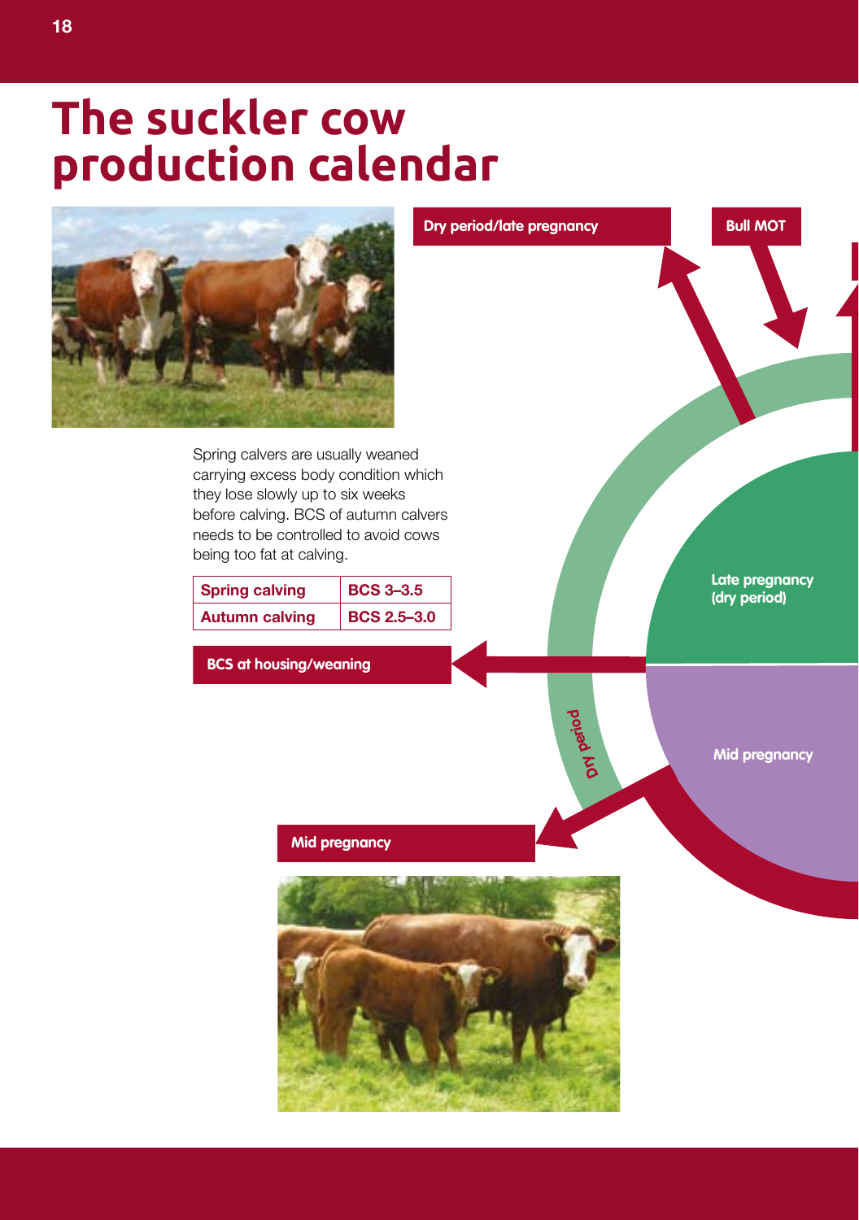# The suckler cow production calendar

**Dry period/late pregnancy**

**Bull MOT**

Spring calvers are usually weaned carrying excess body condition which they lose slowly up to six weeks before calving. BCS of autumn calvers needs to be controlled to avoid cows being too fat at calving.

| Spring calving | BCS 3–3.5 |
| --- | --- |
| Autumn calving | BCS 2.5–3.0 |

**BCS at housing/weaning**

**Late pregnancy (dry period)**

**Dry period**

**Mid pregnancy**

**Mid pregnancy**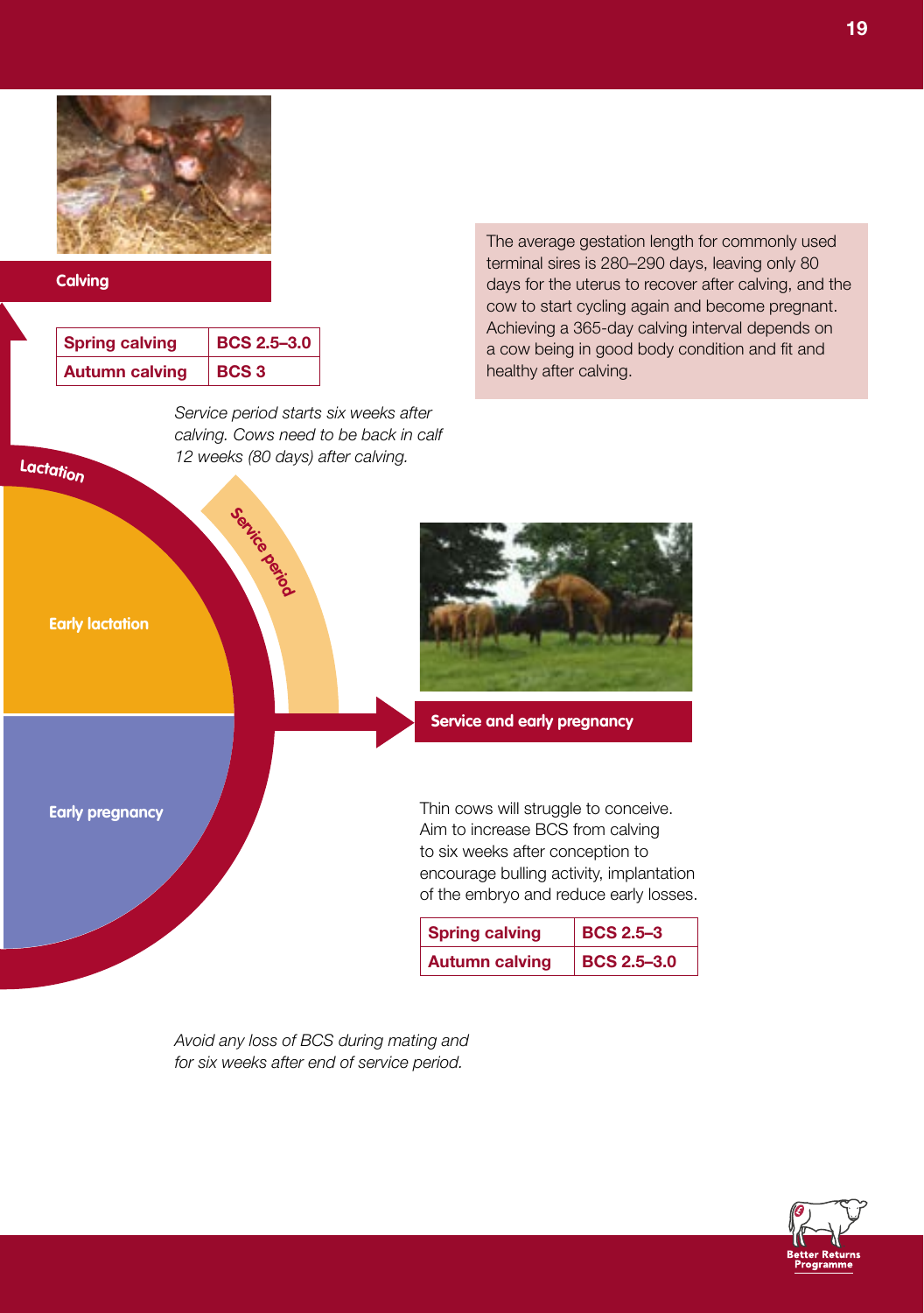## Calving

| Spring calving | BCS 2.5–3.0 |
| --- | --- |
| Autumn calving | BCS 3 |

*Service period starts six weeks after calving. Cows need to be back in calf 12 weeks (80 days) after calving.*

The average gestation length for commonly used terminal sires is 280–290 days, leaving only 80 days for the uterus to recover after calving, and the cow to start cycling again and become pregnant. Achieving a 365-day calving interval depends on a cow being in good body condition and fit and healthy after calving.

Lactation

Service period

Early lactation

Early pregnancy

## Service and early pregnancy

Thin cows will struggle to conceive. Aim to increase BCS from calving to six weeks after conception to encourage bulling activity, implantation of the embryo and reduce early losses.

| Spring calving | BCS 2.5–3 |
| --- | --- |
| Autumn calving | BCS 2.5–3.0 |

*Avoid any loss of BCS during mating and for six weeks after end of service period.*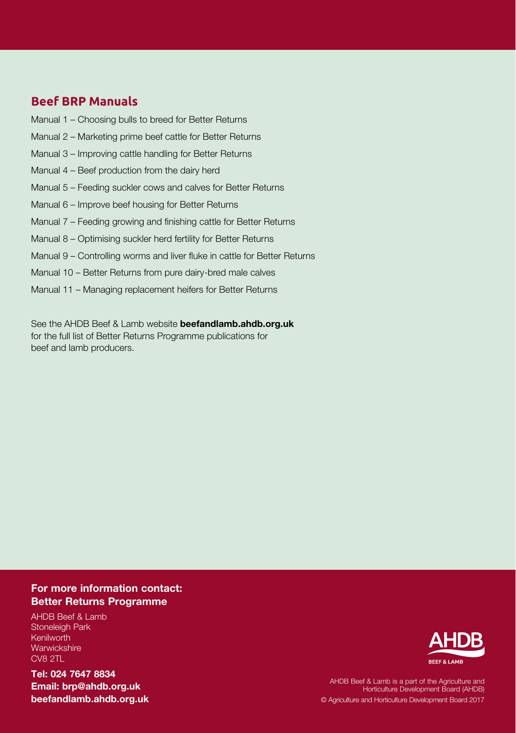## Beef BRP Manuals

Manual 1 – Choosing bulls to breed for Better Returns

Manual 2 – Marketing prime beef cattle for Better Returns

Manual 3 – Improving cattle handling for Better Returns

Manual 4 – Beef production from the dairy herd

Manual 5 – Feeding suckler cows and calves for Better Returns

Manual 6 – Improve beef housing for Better Returns

Manual 7 – Feeding growing and finishing cattle for Better Returns

Manual 8 – Optimising suckler herd fertility for Better Returns

Manual 9 – Controlling worms and liver fluke in cattle for Better Returns

Manual 10 – Better Returns from pure dairy-bred male calves

Manual 11 – Managing replacement heifers for Better Returns

See the AHDB Beef & Lamb website **beefandlamb.ahdb.org.uk** for the full list of Better Returns Programme publications for beef and lamb producers.

**For more information contact:**
**Better Returns Programme**

AHDB Beef & Lamb
Stoneleigh Park
Kenilworth
Warwickshire
CV8 2TL

**Tel: 024 7647 8834**
**Email: brp@ahdb.org.uk**
**beefandlamb.ahdb.org.uk**

AHDB
BEEF & LAMB

AHDB Beef & Lamb is a part of the Agriculture and Horticulture Development Board (AHDB)

© Agriculture and Horticulture Development Board 2017